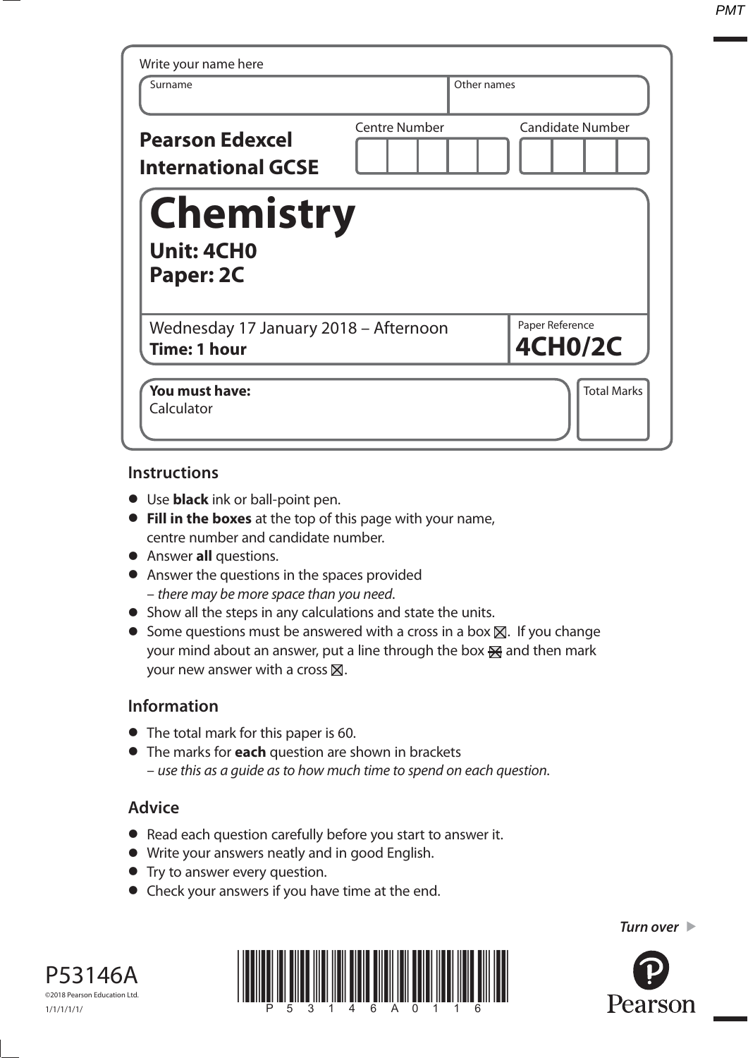Write your name here

| Surname | Other names |
|---|---|
| | |

**Pearson Edexcel International GCSE**

| Centre Number | Candidate Number |
|---|---|
| | |

# Chemistry

**Unit: 4CH0**
**Paper: 2C**

Wednesday 17 January 2018 – Afternoon
**Time: 1 hour**

Paper Reference **4CH0/2C**

**You must have:**
Calculator

Total Marks

## Instructions

- Use **black** ink or ball-point pen.
- **Fill in the boxes** at the top of this page with your name, centre number and candidate number.
- Answer **all** questions.
- Answer the questions in the spaces provided – *there may be more space than you need*.
- Show all the steps in any calculations and state the units.
- Some questions must be answered with a cross in a box ☒. If you change your mind about an answer, put a line through the box ☒ and then mark your new answer with a cross ☒.

## Information

- The total mark for this paper is 60.
- The marks for **each** question are shown in brackets – *use this as a guide as to how much time to spend on each question*.

## Advice

- Read each question carefully before you start to answer it.
- Write your answers neatly and in good English.
- Try to answer every question.
- Check your answers if you have time at the end.

*Turn over* ▶

P53146A
©2018 Pearson Education Ltd.
1/1/1/1/1/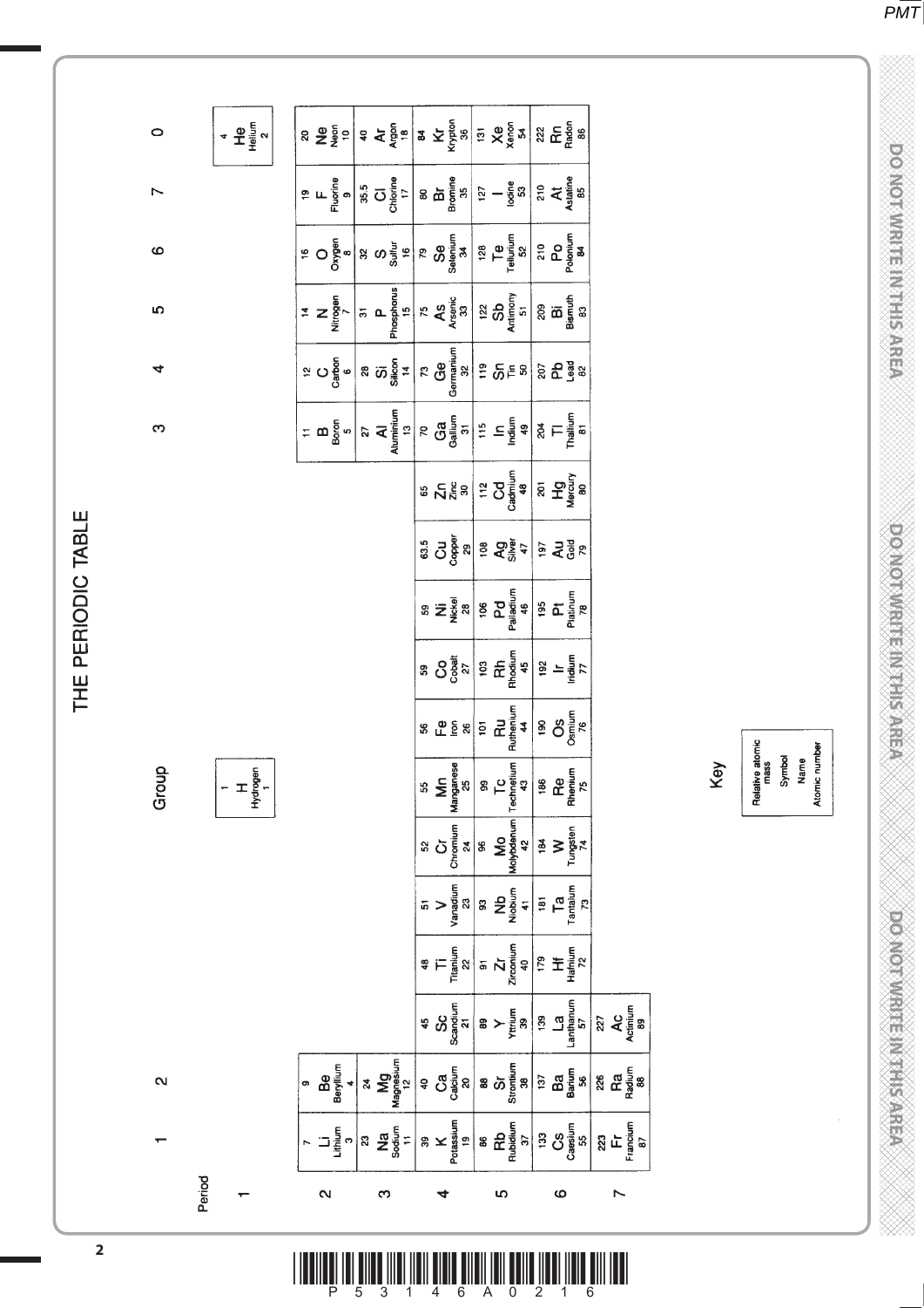# THE PERIODIC TABLE

| Period | 1 | 2 | | | | | | | | | | | 3 | 4 | 5 | 6 | 7 | 0 |
|---|---|---|---|---|---|---|---|---|---|---|---|---|---|---|---|---|---|---|
| 1 | | | | | | | | 1 H Hydrogen 1 | | | | | | | | | | 4 He Helium 2 |
| 2 | 7 Li Lithium 3 | 9 Be Beryllium 4 | | | | | | | | | | | 11 B Boron 5 | 12 C Carbon 6 | 14 N Nitrogen 7 | 16 O Oxygen 8 | 19 F Fluorine 9 | 20 Ne Neon 10 |
| 3 | 23 Na Sodium 11 | 24 Mg Magnesium 12 | | | | | | | | | | | 27 Al Aluminium 13 | 28 Si Silicon 14 | 31 P Phosphorus 15 | 32 S Sulfur 16 | 35.5 Cl Chlorine 17 | 40 Ar Argon 18 |
| 4 | 39 K Potassium 19 | 40 Ca Calcium 20 | 45 Sc Scandium 21 | 48 Ti Titanium 22 | 51 V Vanadium 23 | 52 Cr Chromium 24 | 55 Mn Manganese 25 | 56 Fe Iron 26 | 59 Co Cobalt 27 | 59 Ni Nickel 28 | 63.5 Cu Copper 29 | 65 Zn Zinc 30 | 70 Ga Gallium 31 | 73 Ge Germanium 32 | 75 As Arsenic 33 | 79 Se Selenium 34 | 80 Br Bromine 35 | 84 Kr Krypton 36 |
| 5 | 86 Rb Rubidium 37 | 88 Sr Strontium 38 | 89 Y Yttrium 39 | 91 Zr Zirconium 40 | 93 Nb Niobium 41 | 96 Mo Molybdenum 42 | 99 Tc Technetium 43 | 101 Ru Ruthenium 44 | 103 Rh Rhodium 45 | 106 Pd Palladium 46 | 108 Ag Silver 47 | 112 Cd Cadmium 48 | 115 In Indium 49 | 119 Sn Tin 50 | 122 Sb Antimony 51 | 128 Te Tellurium 52 | 127 I Iodine 53 | 131 Xe Xenon 54 |
| 6 | 133 Cs Caesium 55 | 137 Ba Barium 56 | 139 La Lanthanum 57 | 179 Hf Hafnium 72 | 181 Ta Tantalum 73 | 184 W Tungsten 74 | 186 Re Rhenium 75 | 190 Os Osmium 76 | 192 Ir Iridium 77 | 195 Pt Platinum 78 | 197 Au Gold 79 | 201 Hg Mercury 80 | 204 Tl Thallium 81 | 207 Pb Lead 82 | 209 Bi Bismuth 83 | 210 Po Polonium 84 | 210 At Astatine 85 | 222 Rn Radon 86 |
| 7 | 223 Fr Francium 87 | 226 Ra Radium 88 | 227 Ac Actinium 89 | | | | | | | | | | | | | | | |

Key

| |
|---|
| Relative atomic mass |
| Symbol |
| Name |
| Atomic number |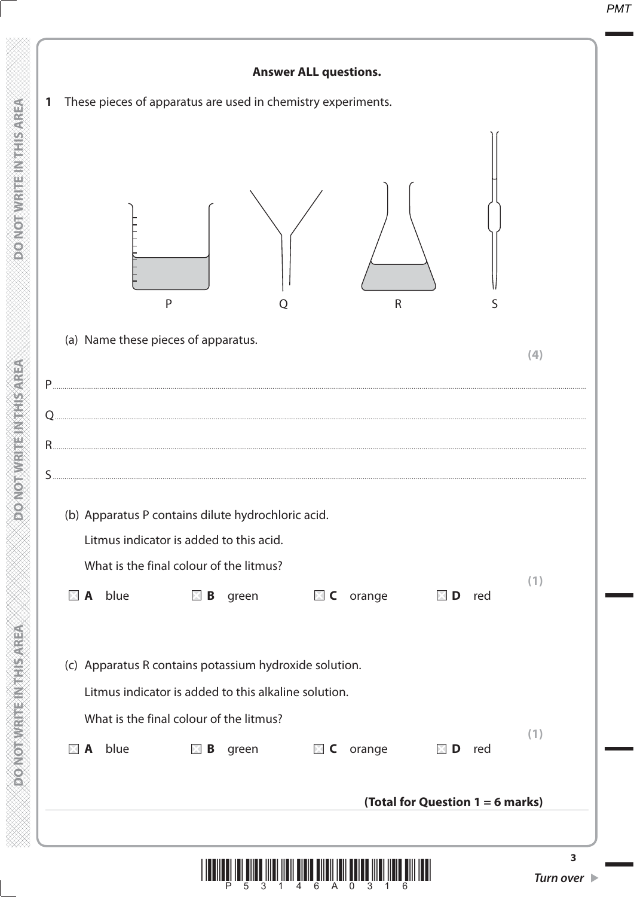**Answer ALL questions.**

**1** These pieces of apparatus are used in chemistry experiments.

P Q R S

(a) Name these pieces of apparatus.

**(4)**

P..............................................................................................................................................

Q..............................................................................................................................................

R..............................................................................................................................................

S..............................................................................................................................................

(b) Apparatus P contains dilute hydrochloric acid.

Litmus indicator is added to this acid.

What is the final colour of the litmus?

**(1)**

☐ **A** blue ☐ **B** green ☐ **C** orange ☐ **D** red

(c) Apparatus R contains potassium hydroxide solution.

Litmus indicator is added to this alkaline solution.

What is the final colour of the litmus?

**(1)**

☐ **A** blue ☐ **B** green ☐ **C** orange ☐ **D** red

**(Total for Question 1 = 6 marks)**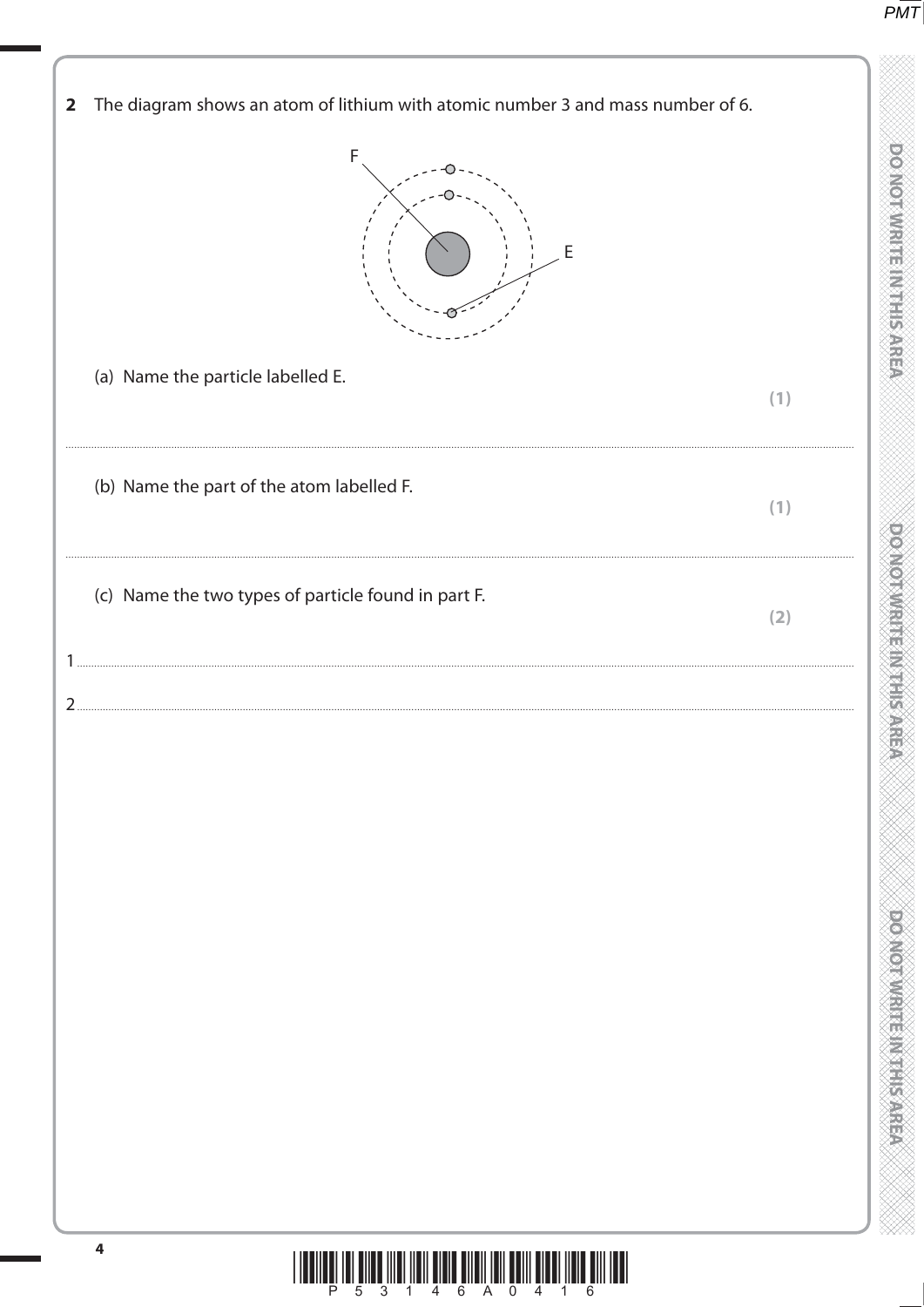**2** The diagram shows an atom of lithium with atomic number 3 and mass number of 6.

(a) Name the particle labelled E.

**(1)**

..............................................................................................................................................

(b) Name the part of the atom labelled F.

**(1)**

..............................................................................................................................................

(c) Name the two types of particle found in part F.

**(2)**

1 ..............................................................................................................................................

2 ..............................................................................................................................................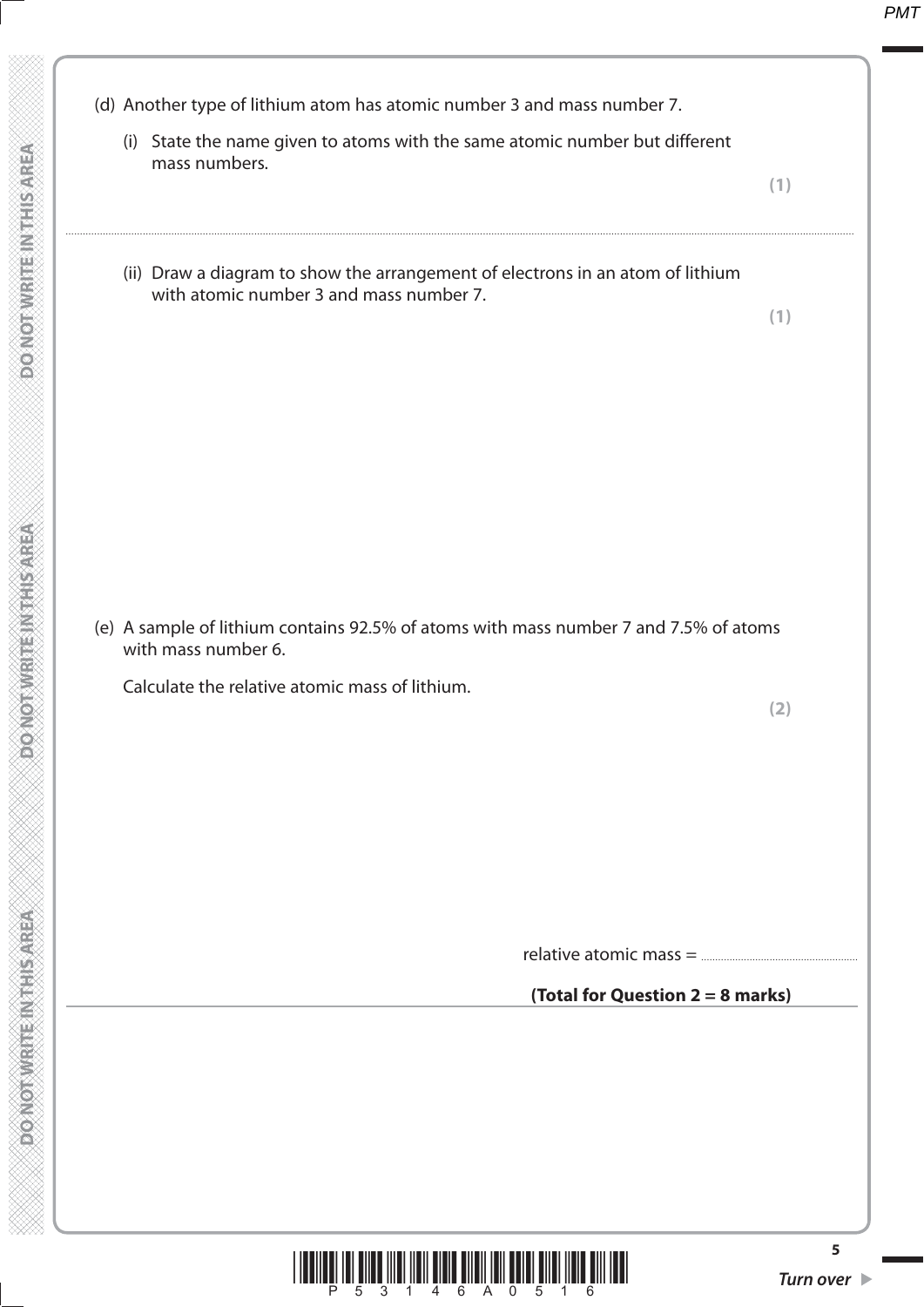(d) Another type of lithium atom has atomic number 3 and mass number 7.

(i) State the name given to atoms with the same atomic number but different mass numbers.

**(1)**

..........................................................................................................................................................................................................

(ii) Draw a diagram to show the arrangement of electrons in an atom of lithium with atomic number 3 and mass number 7.

**(1)**

(e) A sample of lithium contains 92.5% of atoms with mass number 7 and 7.5% of atoms with mass number 6.

Calculate the relative atomic mass of lithium.

**(2)**

relative atomic mass = ..........................................................

**(Total for Question 2 = 8 marks)**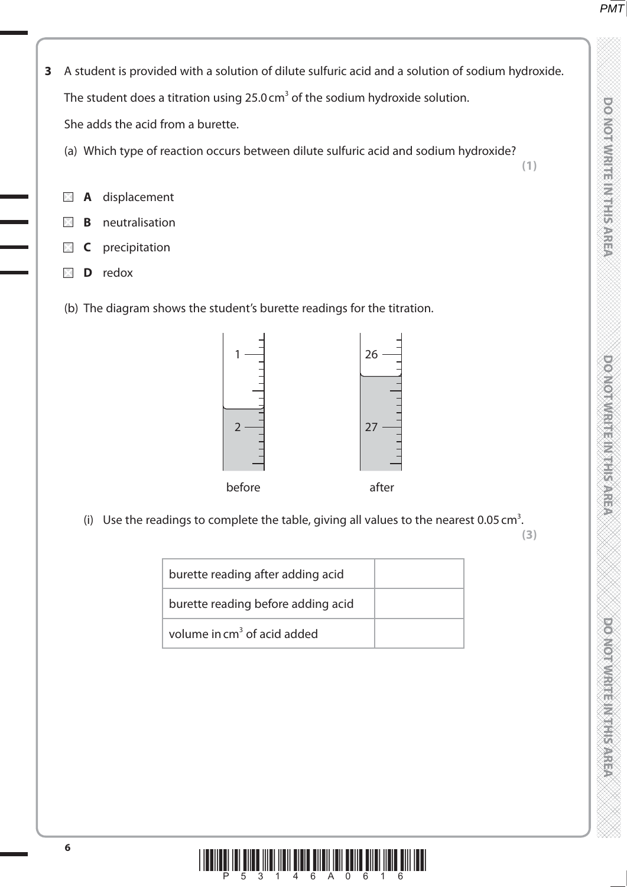**3** A student is provided with a solution of dilute sulfuric acid and a solution of sodium hydroxide.

The student does a titration using 25.0 $cm^3$ of the sodium hydroxide solution.

She adds the acid from a burette.

(a) Which type of reaction occurs between dilute sulfuric acid and sodium hydroxide?
**(1)**

- ☒ **A** displacement
- ☒ **B** neutralisation
- ☒ **C** precipitation
- ☒ **D** redox

(b) The diagram shows the student's burette readings for the titration.

before | after

(i) Use the readings to complete the table, giving all values to the nearest 0.05 $cm^3$.
**(3)**

| | |
|---|---|
| burette reading after adding acid | |
| burette reading before adding acid | |
| volume in $cm^3$ of acid added | |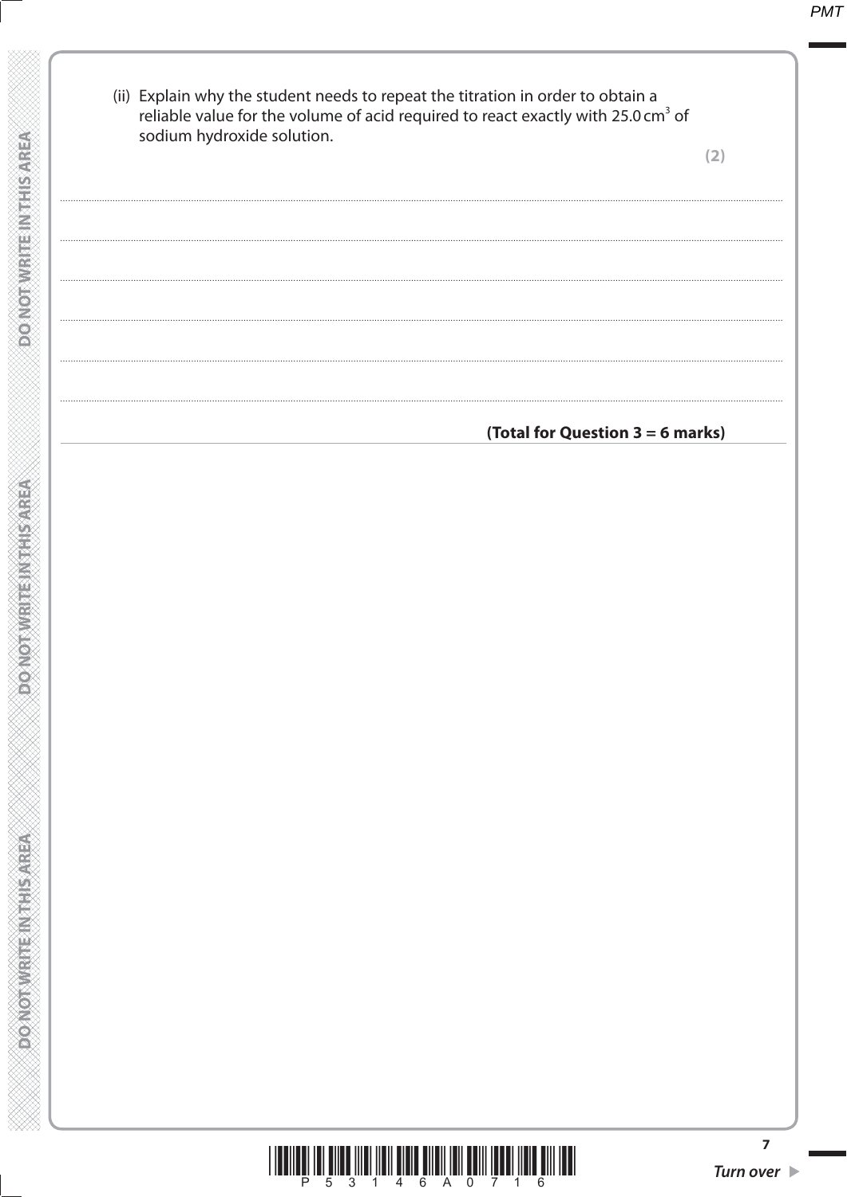(ii) Explain why the student needs to repeat the titration in order to obtain a reliable value for the volume of acid required to react exactly with 25.0 $cm^3$ of sodium hydroxide solution.

**(2)**

..............................................................................................................................................

..............................................................................................................................................

..............................................................................................................................................

..............................................................................................................................................

..............................................................................................................................................

..............................................................................................................................................

**(Total for Question 3 = 6 marks)**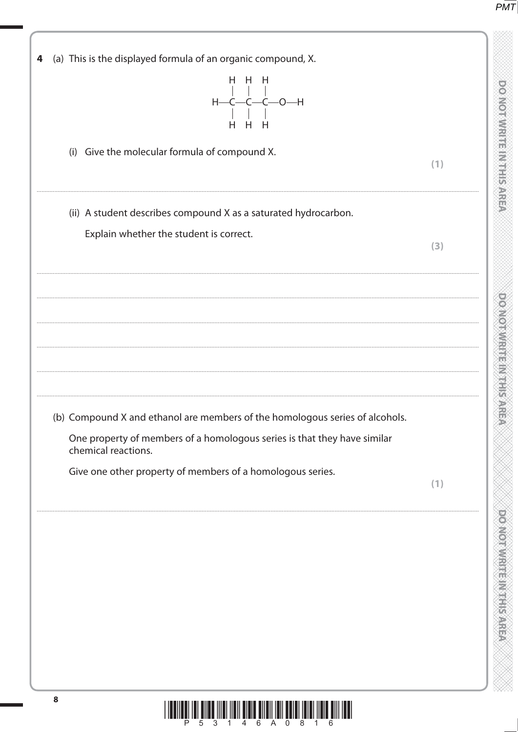**4** (a) This is the displayed formula of an organic compound, X.

```
    H   H   H
    |   |   |
H — C — C — C — O — H
    |   |   |
    H   H   H
```

(i) Give the molecular formula of compound X.

**(1)**

..........................................................................................................................................

(ii) A student describes compound X as a saturated hydrocarbon.

Explain whether the student is correct.

**(3)**

..........................................................................................................................................

..........................................................................................................................................

..........................................................................................................................................

..........................................................................................................................................

..........................................................................................................................................

(b) Compound X and ethanol are members of the homologous series of alcohols.

One property of members of a homologous series is that they have similar chemical reactions.

Give one other property of members of a homologous series.

**(1)**

..........................................................................................................................................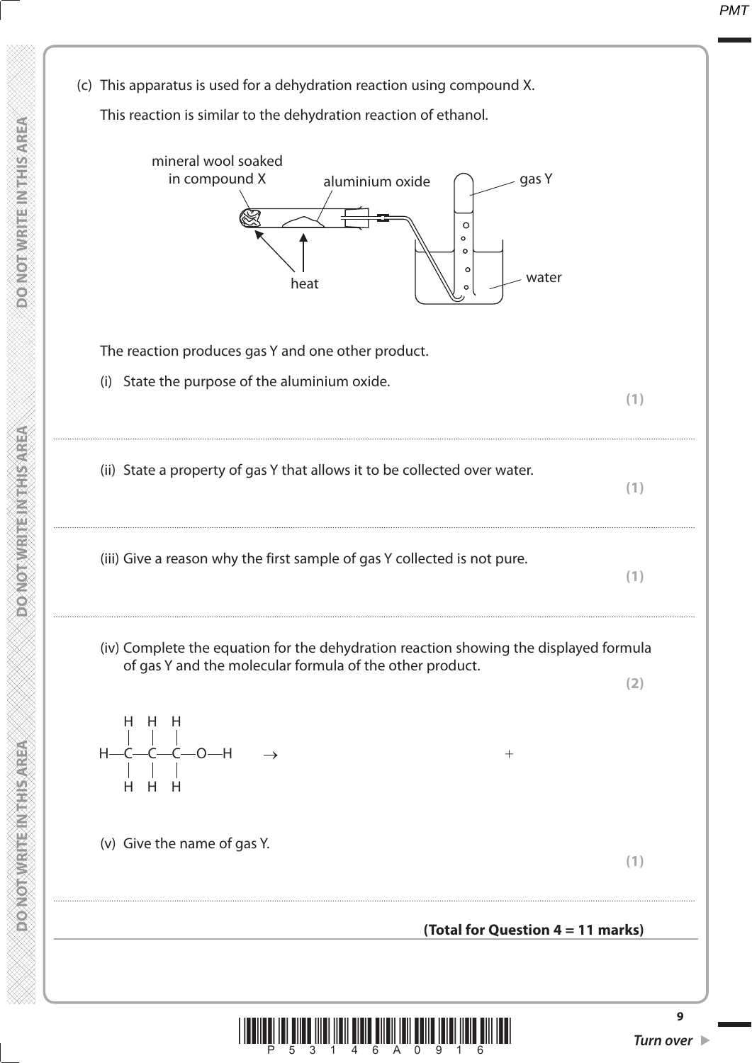(c) This apparatus is used for a dehydration reaction using compound X.

This reaction is similar to the dehydration reaction of ethanol.

The reaction produces gas Y and one other product.

(i) State the purpose of the aluminium oxide.

**(1)**

.......................................................................................................................................................................................................................................................................................................

(ii) State a property of gas Y that allows it to be collected over water.

**(1)**

.......................................................................................................................................................................................................................................................................................................

(iii) Give a reason why the first sample of gas Y collected is not pure.

**(1)**

.......................................................................................................................................................................................................................................................................................................

(iv) Complete the equation for the dehydration reaction showing the displayed formula of gas Y and the molecular formula of the other product.

**(2)**

```
     H   H   H
     |   |   |
H —  C — C — C — O — H     →                          +
     |   |   |
     H   H   H
```

(v) Give the name of gas Y.

**(1)**

.......................................................................................................................................................................................................................................................................................................

**(Total for Question 4 = 11 marks)**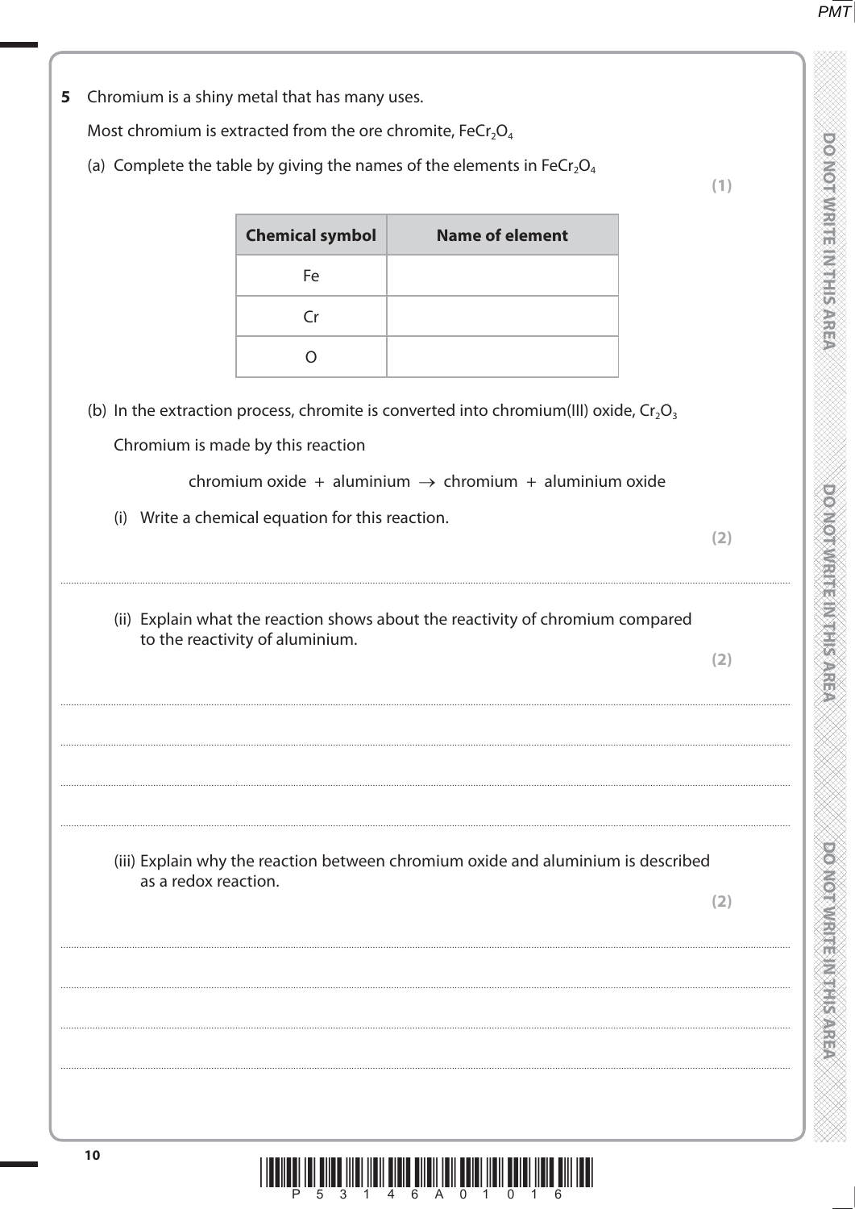**5** Chromium is a shiny metal that has many uses.

Most chromium is extracted from the ore chromite, $FeCr_2O_4$

(a) Complete the table by giving the names of the elements in $FeCr_2O_4$

**(1)**

| Chemical symbol | Name of element |
|---|---|
| Fe | |
| Cr | |
| O | |

(b) In the extraction process, chromite is converted into chromium(III) oxide, $Cr_2O_3$

Chromium is made by this reaction

chromium oxide + aluminium $\rightarrow$ chromium + aluminium oxide

(i) Write a chemical equation for this reaction.

**(2)**

.......................................................................................................................................................................................................................

(ii) Explain what the reaction shows about the reactivity of chromium compared to the reactivity of aluminium.

**(2)**

.......................................................................................................................................................................................................................

.......................................................................................................................................................................................................................

.......................................................................................................................................................................................................................

.......................................................................................................................................................................................................................

(iii) Explain why the reaction between chromium oxide and aluminium is described as a redox reaction.

**(2)**

.......................................................................................................................................................................................................................

.......................................................................................................................................................................................................................

.......................................................................................................................................................................................................................

.......................................................................................................................................................................................................................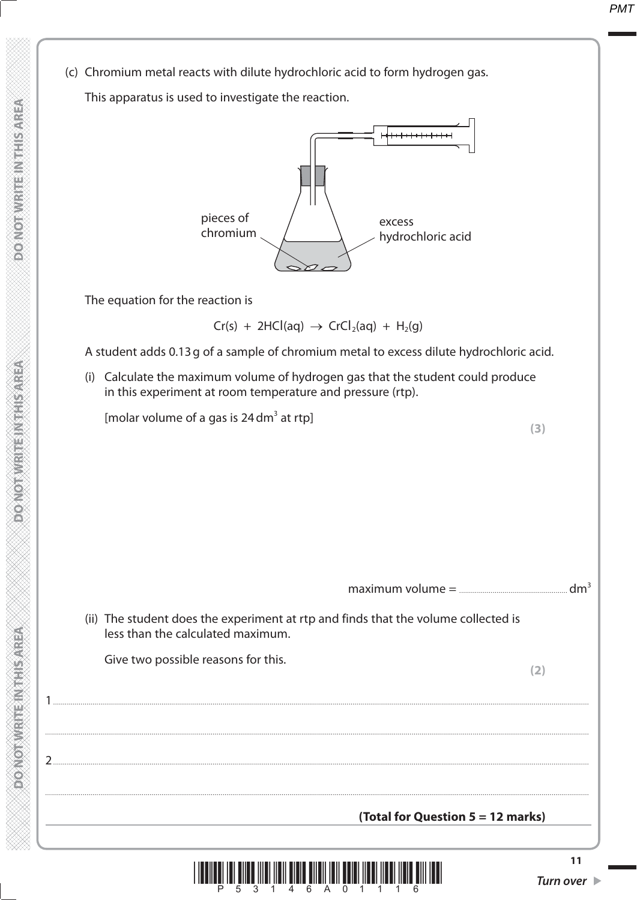(c) Chromium metal reacts with dilute hydrochloric acid to form hydrogen gas.

This apparatus is used to investigate the reaction.

pieces of chromium

excess hydrochloric acid

The equation for the reaction is

$$Cr(s) + 2HCl(aq) \rightarrow CrCl_2(aq) + H_2(g)$$

A student adds 0.13 g of a sample of chromium metal to excess dilute hydrochloric acid.

(i) Calculate the maximum volume of hydrogen gas that the student could produce in this experiment at room temperature and pressure (rtp).

[molar volume of a gas is 24 $dm^3$ at rtp]

**(3)**

maximum volume = .................................................. $dm^3$

(ii) The student does the experiment at rtp and finds that the volume collected is less than the calculated maximum.

Give two possible reasons for this.

**(2)**

1 ..................................................................................................................................................

..................................................................................................................................................

2 ..................................................................................................................................................

..................................................................................................................................................

**(Total for Question 5 = 12 marks)**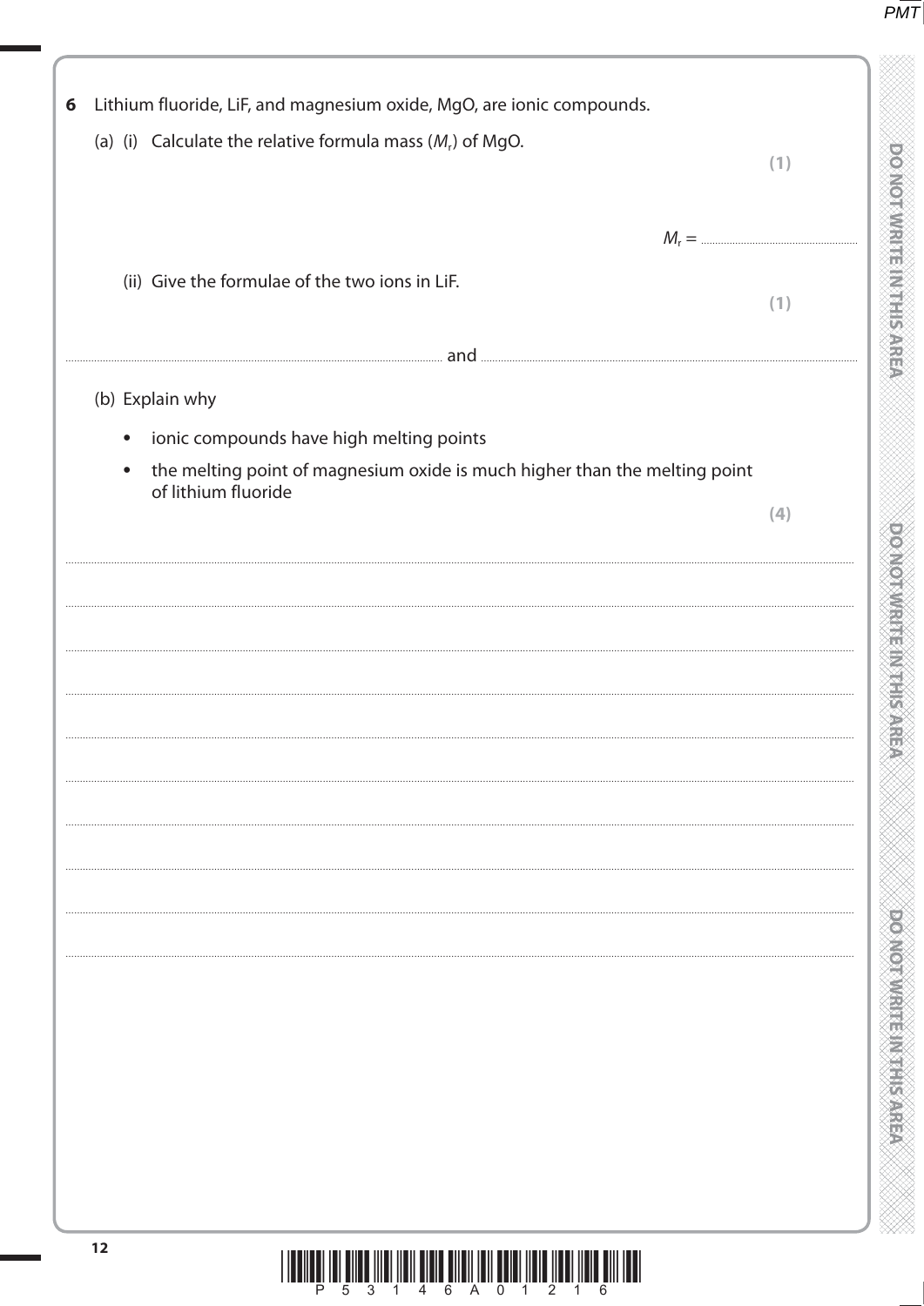**6** Lithium fluoride, LiF, and magnesium oxide, MgO, are ionic compounds.

(a) (i) Calculate the relative formula mass ($M_r$) of MgO.

**(1)**

$M_r$ = ..........................................

(ii) Give the formulae of the two ions in LiF.

**(1)**

.......................................................................... and ..........................................................................

(b) Explain why

- ionic compounds have high melting points
- the melting point of magnesium oxide is much higher than the melting point of lithium fluoride

**(4)**

.......................................................................................................................................................................................................................

.......................................................................................................................................................................................................................

.......................................................................................................................................................................................................................

.......................................................................................................................................................................................................................

.......................................................................................................................................................................................................................

.......................................................................................................................................................................................................................

.......................................................................................................................................................................................................................

.......................................................................................................................................................................................................................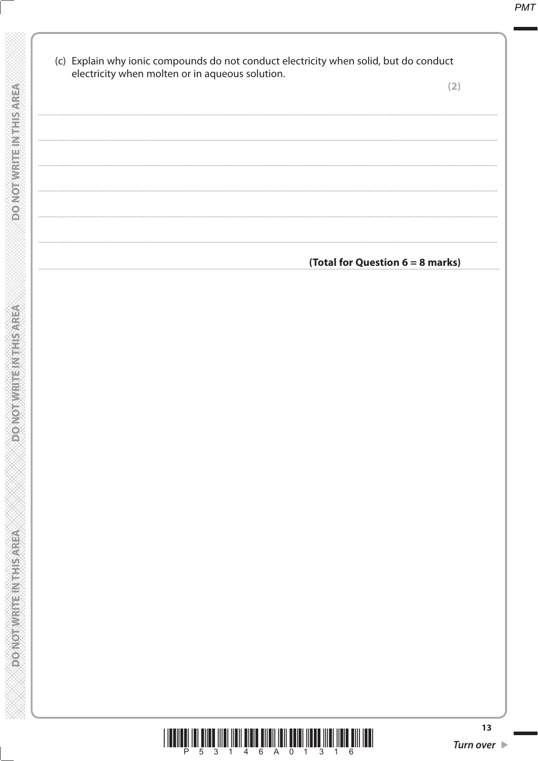(c) Explain why ionic compounds do not conduct electricity when solid, but do conduct electricity when molten or in aqueous solution.

**(2)**

.......................................................................................................................................................................................

.......................................................................................................................................................................................

.......................................................................................................................................................................................

.......................................................................................................................................................................................

.......................................................................................................................................................................................

.......................................................................................................................................................................................

**(Total for Question 6 = 8 marks)**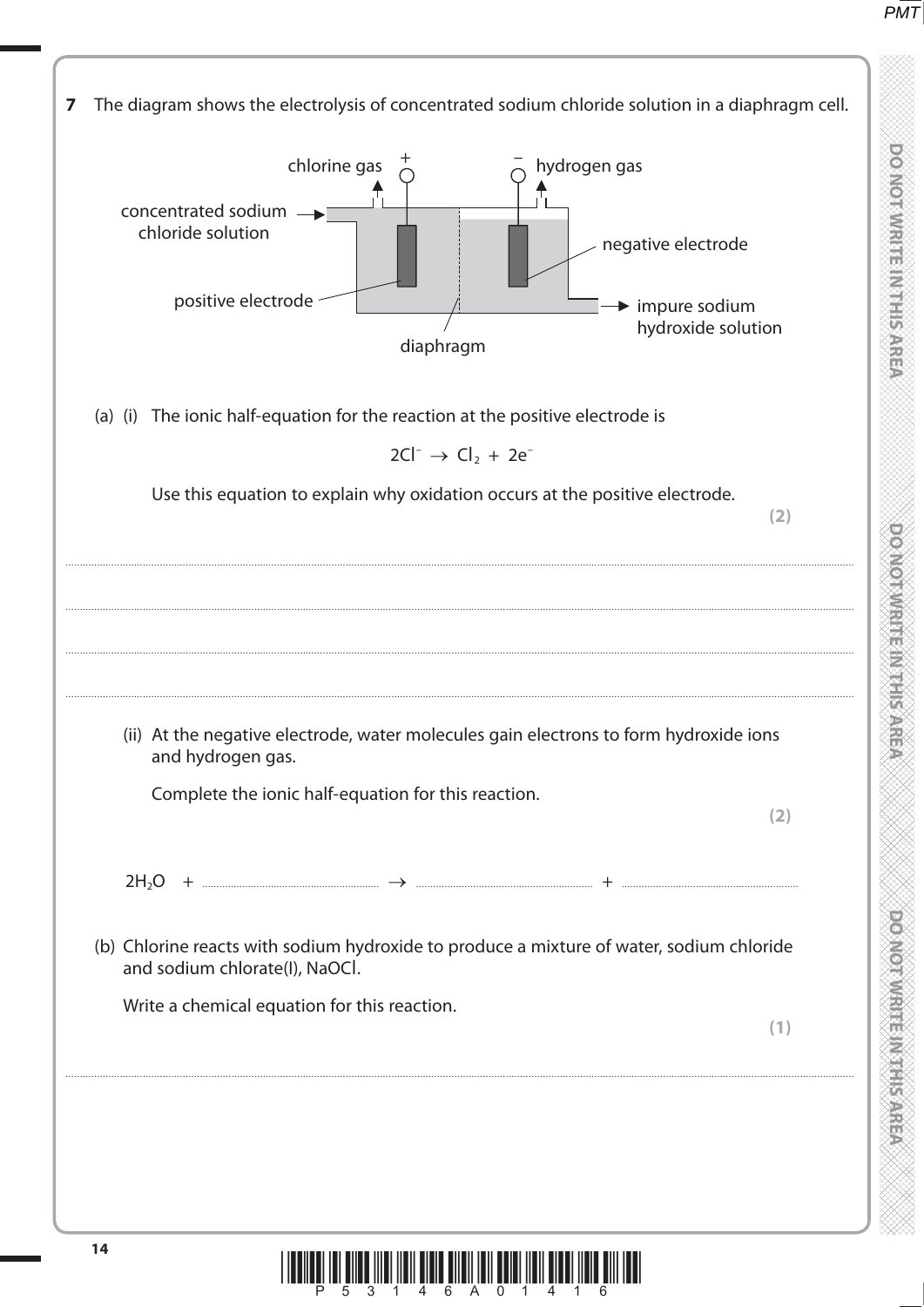**7** The diagram shows the electrolysis of concentrated sodium chloride solution in a diaphragm cell.

(a) (i) The ionic half-equation for the reaction at the positive electrode is

$$2Cl^- \rightarrow Cl_2 + 2e^-$$

Use this equation to explain why oxidation occurs at the positive electrode.

**(2)**

..............................................................................................................................................

..............................................................................................................................................

..............................................................................................................................................

(ii) At the negative electrode, water molecules gain electrons to form hydroxide ions and hydrogen gas.

Complete the ionic half-equation for this reaction.

**(2)**

$2H_2O$ + .................................... $\rightarrow$ .................................... + ....................................

(b) Chlorine reacts with sodium hydroxide to produce a mixture of water, sodium chloride and sodium chlorate(I), NaOCl.

Write a chemical equation for this reaction.

**(1)**

..............................................................................................................................................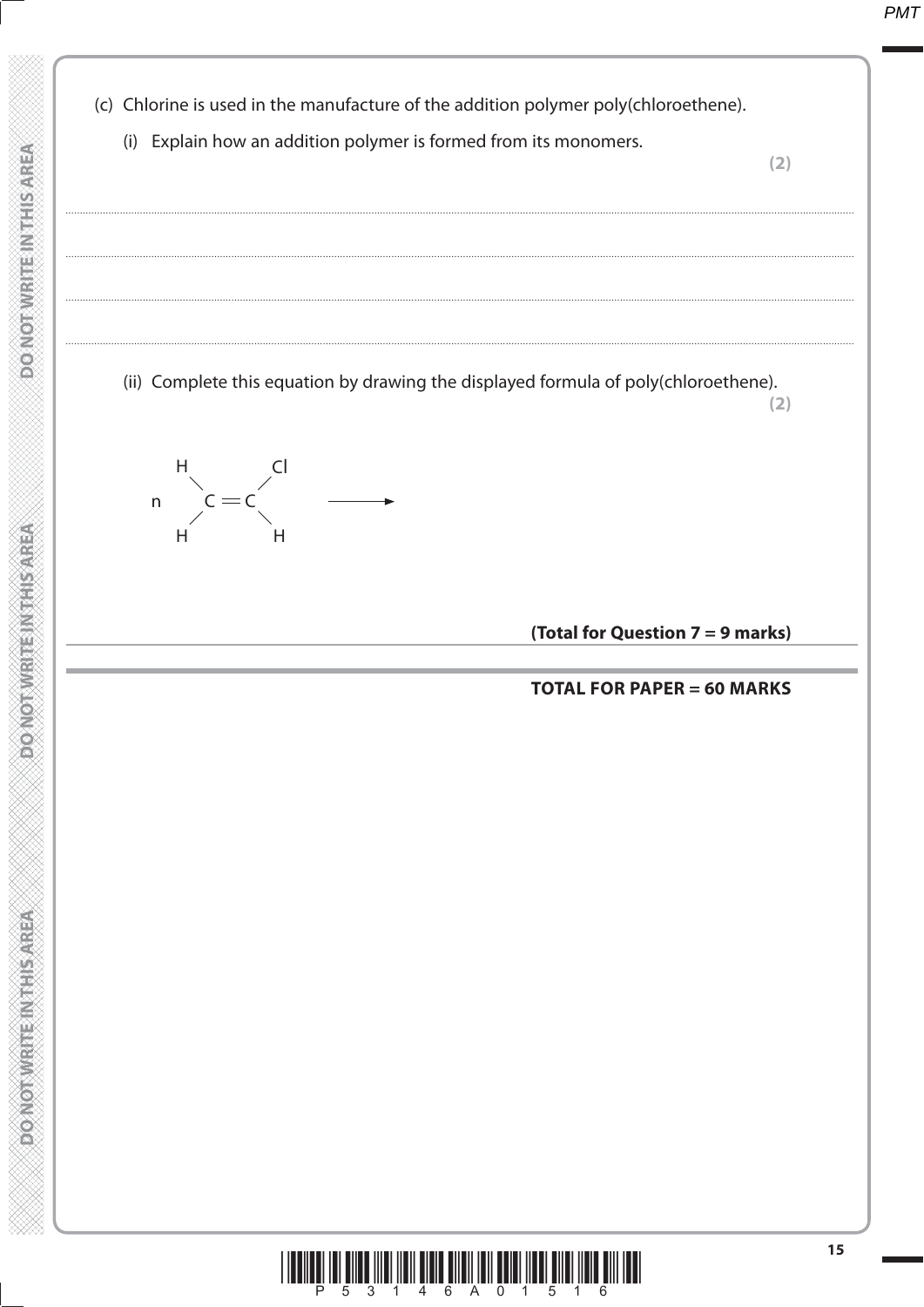(c) Chlorine is used in the manufacture of the addition polymer poly(chloroethene).

(i) Explain how an addition polymer is formed from its monomers.

**(2)**

..............................................................................................................................................

..............................................................................................................................................

..............................................................................................................................................

..............................................................................................................................................

(ii) Complete this equation by drawing the displayed formula of poly(chloroethene).

**(2)**

```
      H         Cl
       \       /
  n     C  =  C          ──────►
       /       \
      H         H
```

**(Total for Question 7 = 9 marks)**

**TOTAL FOR PAPER = 60 MARKS**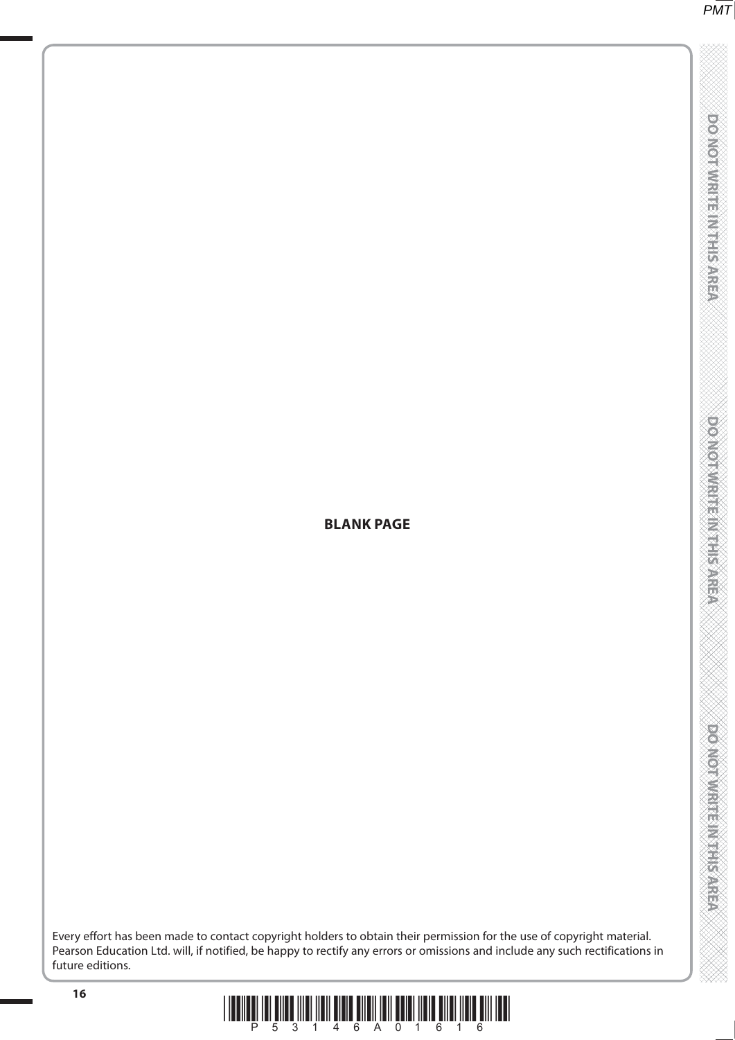**BLANK PAGE**

Every effort has been made to contact copyright holders to obtain their permission for the use of copyright material. Pearson Education Ltd. will, if notified, be happy to rectify any errors or omissions and include any such rectifications in future editions.